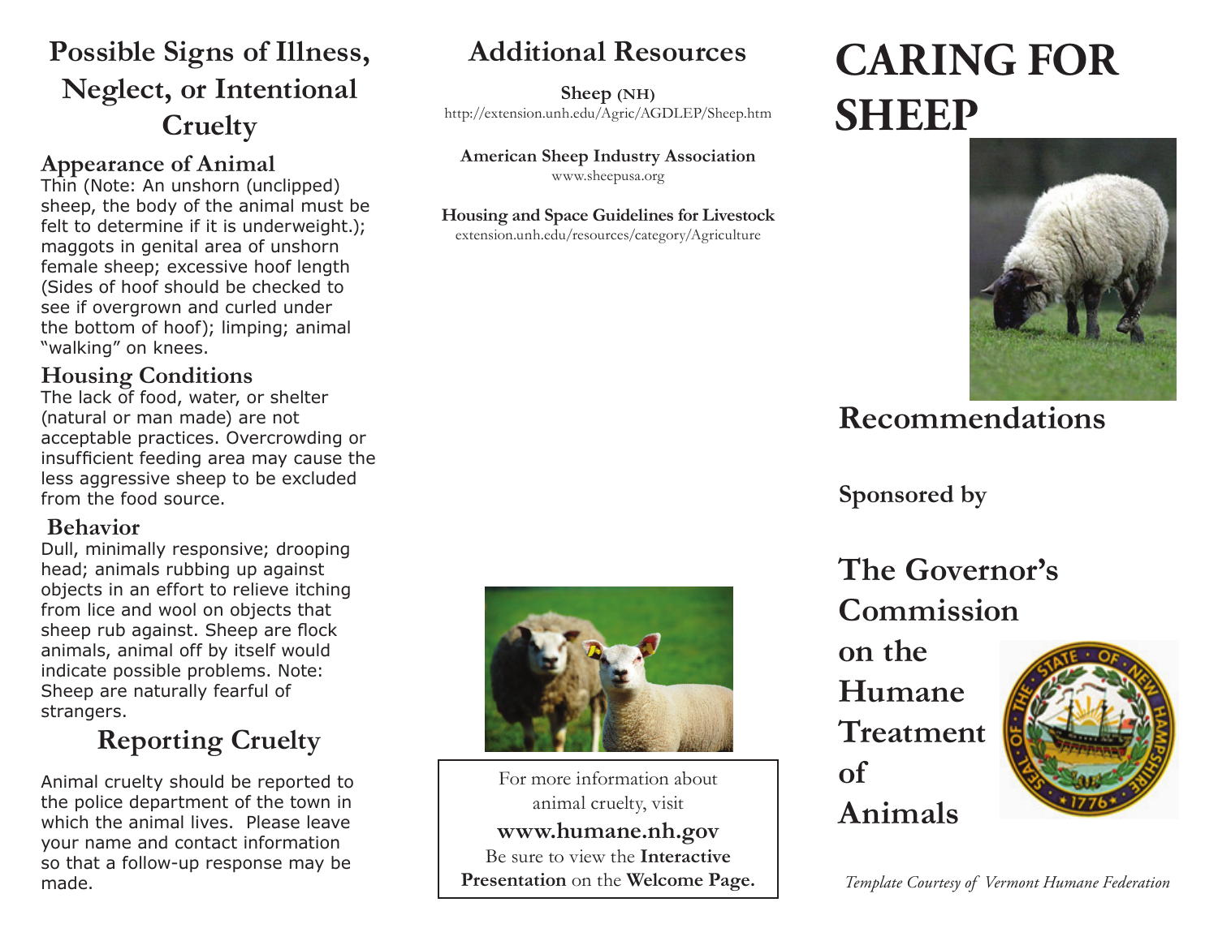## Possible Signs of Illness, Neglect, or Intentional Cruelty

### Appearance of Animal

Thin (Note: An unshorn (unclipped) sheep, the body of the animal must be felt to determine if it is underweight.); maggots in genital area of unshorn female sheep; excessive hoof length (Sides of hoof should be checked to see if overgrown and curled under the bottom of hoof); limping; animal "walking" on knees.

### Housing Conditions

The lack of food, water, or shelter (natural or man made) are not acceptable practices. Overcrowding or insufficient feeding area may cause the less aggressive sheep to be excluded from the food source.

### Behavior

Dull, minimally responsive; drooping head; animals rubbing up against objects in an effort to relieve itching from lice and wool on objects that sheep rub against. Sheep are flock animals, animal off by itself would indicate possible problems. Note: Sheep are naturally fearful of strangers.

## Reporting Cruelty

Animal cruelty should be reported to the police department of the town in which the animal lives. Please leave your name and contact information so that a follow-up response may be made.

## Additional Resources

**Sheep (NH)**
http://extension.unh.edu/Agric/AGDLEP/Sheep.htm

**American Sheep Industry Association**
www.sheepusa.org

**Housing and Space Guidelines for Livestock**
extension.unh.edu/resources/category/Agriculture

For more information about animal cruelty, visit
**www.humane.nh.gov**
Be sure to view the **Interactive Presentation** on the **Welcome Page.**

# CARING FOR SHEEP

## Recommendations

**Sponsored by**

## The Governor's Commission on the Humane Treatment of Animals

*Template Courtesy of Vermont Humane Federation*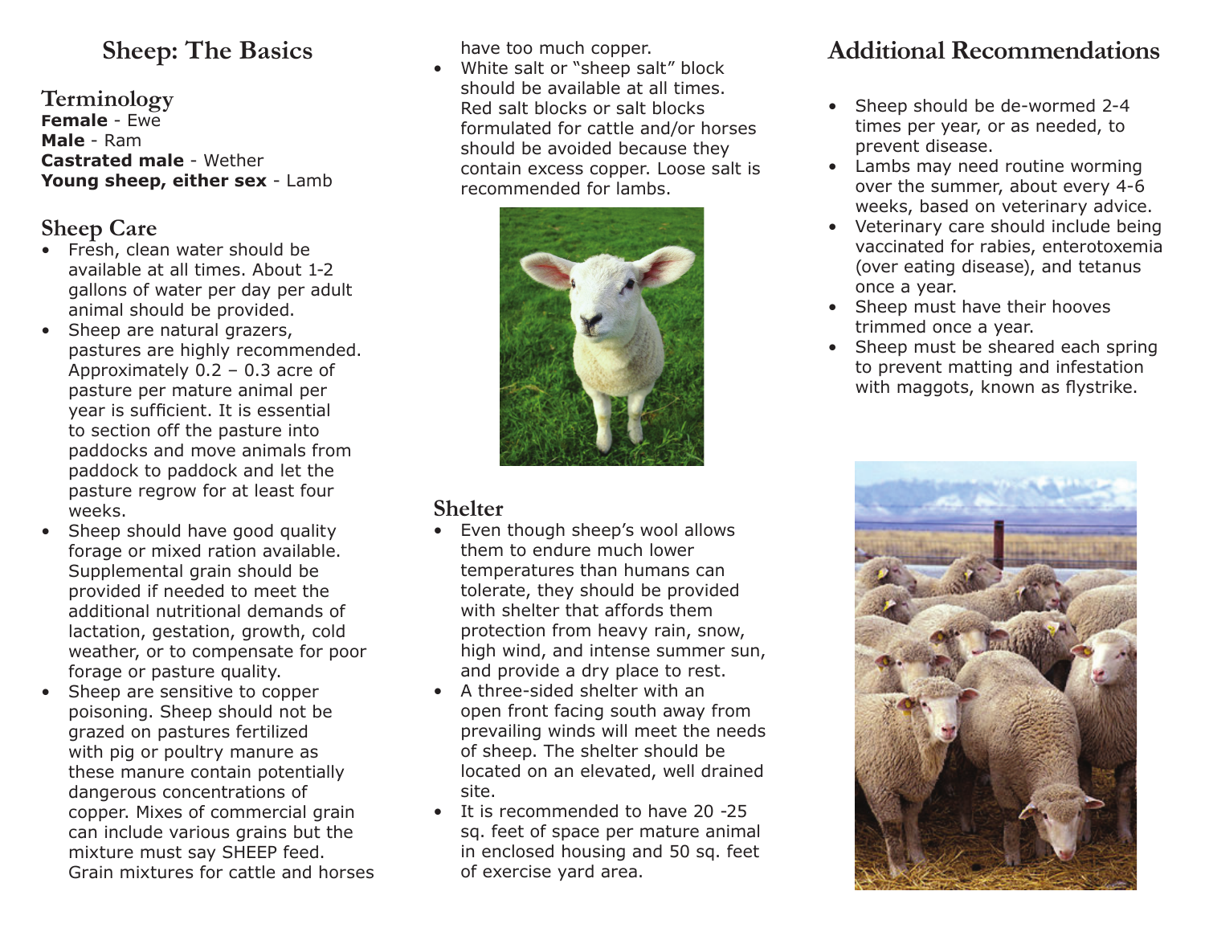# Sheep: The Basics

## Terminology

**Female** - Ewe
**Male** - Ram
**Castrated male** - Wether
**Young sheep, either sex** - Lamb

## Sheep Care

- Fresh, clean water should be available at all times. About 1-2 gallons of water per day per adult animal should be provided.
- Sheep are natural grazers, pastures are highly recommended. Approximately 0.2 – 0.3 acre of pasture per mature animal per year is sufficient. It is essential to section off the pasture into paddocks and move animals from paddock to paddock and let the pasture regrow for at least four weeks.
- Sheep should have good quality forage or mixed ration available. Supplemental grain should be provided if needed to meet the additional nutritional demands of lactation, gestation, growth, cold weather, or to compensate for poor forage or pasture quality.
- Sheep are sensitive to copper poisoning. Sheep should not be grazed on pastures fertilized with pig or poultry manure as these manure contain potentially dangerous concentrations of copper. Mixes of commercial grain can include various grains but the mixture must say SHEEP feed. Grain mixtures for cattle and horses have too much copper.
- White salt or "sheep salt" block should be available at all times. Red salt blocks or salt blocks formulated for cattle and/or horses should be avoided because they contain excess copper. Loose salt is recommended for lambs.

## Shelter

- Even though sheep's wool allows them to endure much lower temperatures than humans can tolerate, they should be provided with shelter that affords them protection from heavy rain, snow, high wind, and intense summer sun, and provide a dry place to rest.
- A three-sided shelter with an open front facing south away from prevailing winds will meet the needs of sheep. The shelter should be located on an elevated, well drained site.
- It is recommended to have 20 -25 sq. feet of space per mature animal in enclosed housing and 50 sq. feet of exercise yard area.

# Additional Recommendations

- Sheep should be de-wormed 2-4 times per year, or as needed, to prevent disease.
- Lambs may need routine worming over the summer, about every 4-6 weeks, based on veterinary advice.
- Veterinary care should include being vaccinated for rabies, enterotoxemia (over eating disease), and tetanus once a year.
- Sheep must have their hooves trimmed once a year.
- Sheep must be sheared each spring to prevent matting and infestation with maggots, known as flystrike.